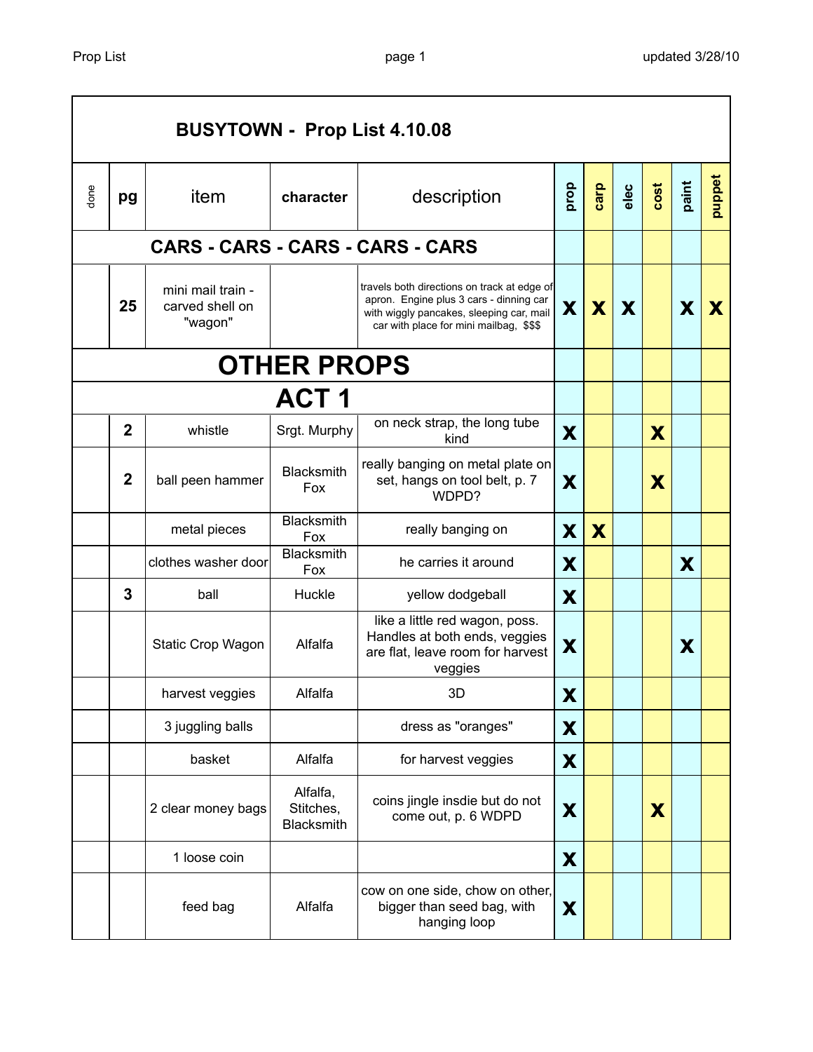| done | pg | item | character | description | prop | carp | elec | cost | paint | puppet |
|---|---|---|---|---|---|---|---|---|---|---|
| **BUSYTOWN - Prop List 4.10.08** | | | | | | | | | | |
| **CARS - CARS - CARS - CARS - CARS** | | | | | | | | | | |
| | 25 | mini mail train - carved shell on "wagon" | | travels both directions on track at edge of apron. Engine plus 3 cars - dinning car with wiggly pancakes, sleeping car, mail car with place for mini mailbag, $$$ | X | X | X | | X | X |
| **OTHER PROPS** | | | | | | | | | | |
| **ACT 1** | | | | | | | | | | |
| | 2 | whistle | Srgt. Murphy | on neck strap, the long tube kind | X | | | X | | |
| | 2 | ball peen hammer | Blacksmith Fox | really banging on metal plate on set, hangs on tool belt, p. 7 WDPD? | X | | | X | | |
| | | metal pieces | Blacksmith Fox | really banging on | X | X | | | | |
| | | clothes washer door | Blacksmith Fox | he carries it around | X | | | | X | |
| | 3 | ball | Huckle | yellow dodgeball | X | | | | | |
| | | Static Crop Wagon | Alfalfa | like a little red wagon, poss. Handles at both ends, veggies are flat, leave room for harvest veggies | X | | | | X | |
| | | harvest veggies | Alfalfa | 3D | X | | | | | |
| | | 3 juggling balls | | dress as "oranges" | X | | | | | |
| | | basket | Alfalfa | for harvest veggies | X | | | | | |
| | | 2 clear money bags | Alfalfa, Stitches, Blacksmith | coins jingle insdie but do not come out, p. 6 WDPD | X | | | X | | |
| | | 1 loose coin | | | X | | | | | |
| | | feed bag | Alfalfa | cow on one side, chow on other, bigger than seed bag, with hanging loop | X | | | | | |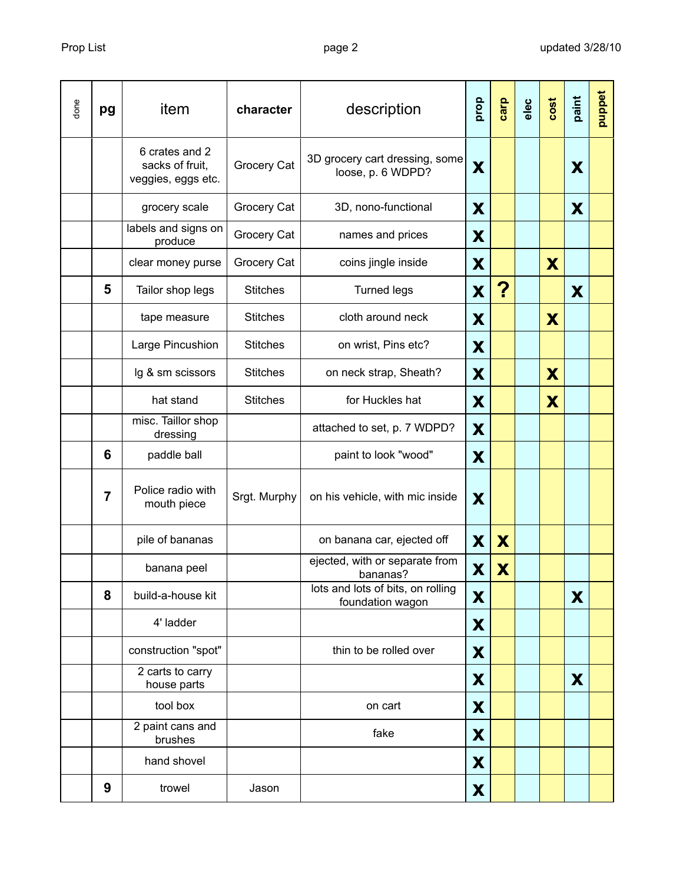| done | pg | item | character | description | prop | carp | elec | cost | paint | puppet |
|---|---|---|---|---|---|---|---|---|---|---|
| | | 6 crates and 2 sacks of fruit, veggies, eggs etc. | Grocery Cat | 3D grocery cart dressing, some loose, p. 6 WDPD? | X | | | | X | |
| | | grocery scale | Grocery Cat | 3D, nono-functional | X | | | | X | |
| | | labels and signs on produce | Grocery Cat | names and prices | X | | | | | |
| | | clear money purse | Grocery Cat | coins jingle inside | X | | | X | | |
| | 5 | Tailor shop legs | Stitches | Turned legs | X | ? | | | X | |
| | | tape measure | Stitches | cloth around neck | X | | | X | | |
| | | Large Pincushion | Stitches | on wrist, Pins etc? | X | | | | | |
| | | lg & sm scissors | Stitches | on neck strap, Sheath? | X | | | X | | |
| | | hat stand | Stitches | for Huckles hat | X | | | X | | |
| | | misc. Taillor shop dressing | | attached to set, p. 7 WDPD? | X | | | | | |
| | 6 | paddle ball | | paint to look "wood" | X | | | | | |
| | 7 | Police radio with mouth piece | Srgt. Murphy | on his vehicle, with mic inside | X | | | | | |
| | | pile of bananas | | on banana car, ejected off | X | X | | | | |
| | | banana peel | | ejected, with or separate from bananas? | X | X | | | | |
| | 8 | build-a-house kit | | lots and lots of bits, on rolling foundation wagon | X | | | | X | |
| | | 4' ladder | | | X | | | | | |
| | | construction "spot" | | thin to be rolled over | X | | | | | |
| | | 2 carts to carry house parts | | | X | | | | X | |
| | | tool box | | on cart | X | | | | | |
| | | 2 paint cans and brushes | | fake | X | | | | | |
| | | hand shovel | | | X | | | | | |
| | 9 | trowel | Jason | | X | | | | | |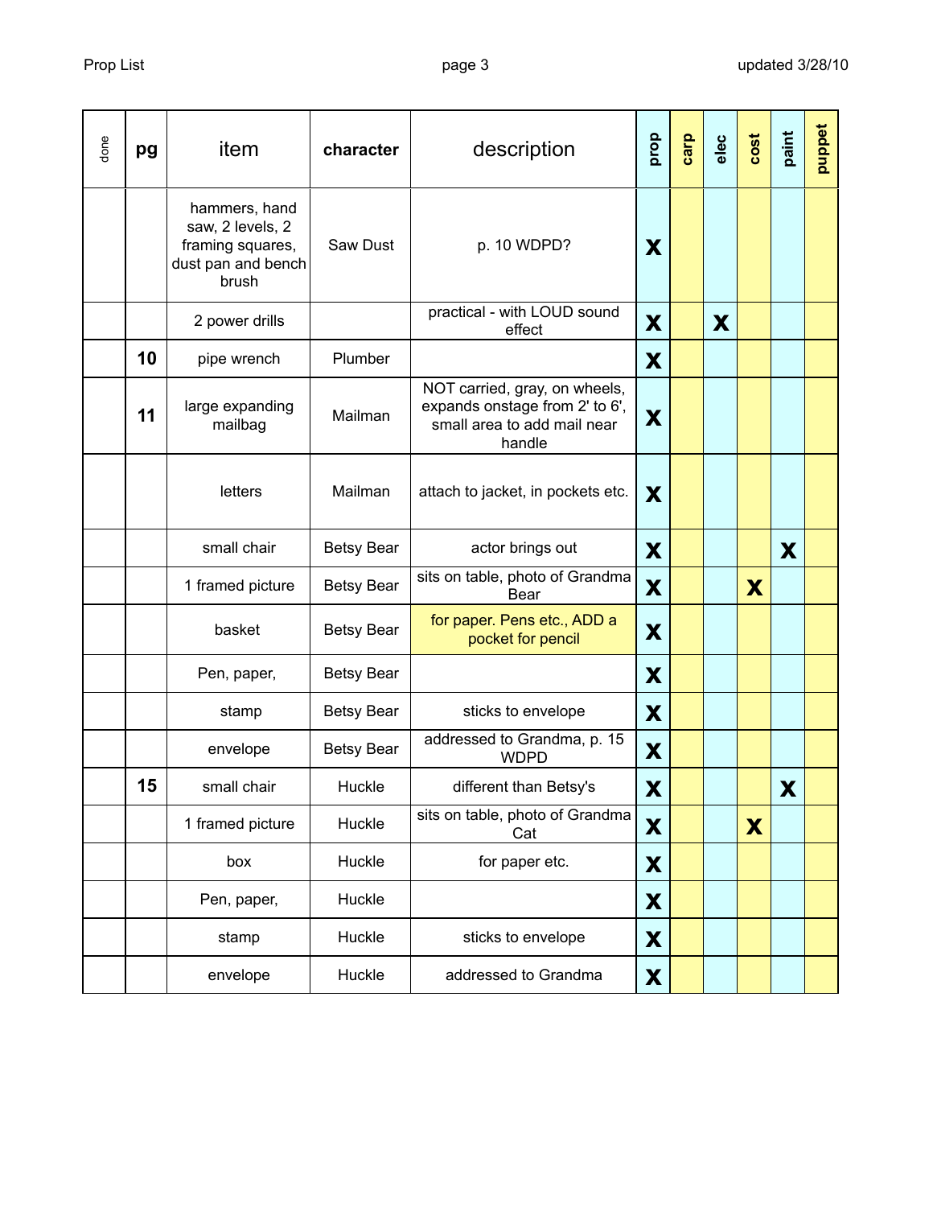| done | pg | item | character | description | prop | carp | elec | cost | paint | puppet |
|---|---|---|---|---|---|---|---|---|---|---|
| | | hammers, hand saw, 2 levels, 2 framing squares, dust pan and bench brush | Saw Dust | p. 10 WDPD? | X | | | | | |
| | | 2 power drills | | practical - with LOUD sound effect | X | | X | | | |
| | 10 | pipe wrench | Plumber | | X | | | | | |
| | 11 | large expanding mailbag | Mailman | NOT carried, gray, on wheels, expands onstage from 2' to 6', small area to add mail near handle | X | | | | | |
| | | letters | Mailman | attach to jacket, in pockets etc. | X | | | | | |
| | | small chair | Betsy Bear | actor brings out | X | | | | X | |
| | | 1 framed picture | Betsy Bear | sits on table, photo of Grandma Bear | X | | | X | | |
| | | basket | Betsy Bear | for paper. Pens etc., ADD a pocket for pencil | X | | | | | |
| | | Pen, paper, | Betsy Bear | | X | | | | | |
| | | stamp | Betsy Bear | sticks to envelope | X | | | | | |
| | | envelope | Betsy Bear | addressed to Grandma, p. 15 WDPD | X | | | | | |
| | 15 | small chair | Huckle | different than Betsy's | X | | | | X | |
| | | 1 framed picture | Huckle | sits on table, photo of Grandma Cat | X | | | X | | |
| | | box | Huckle | for paper etc. | X | | | | | |
| | | Pen, paper, | Huckle | | X | | | | | |
| | | stamp | Huckle | sticks to envelope | X | | | | | |
| | | envelope | Huckle | addressed to Grandma | X | | | | | |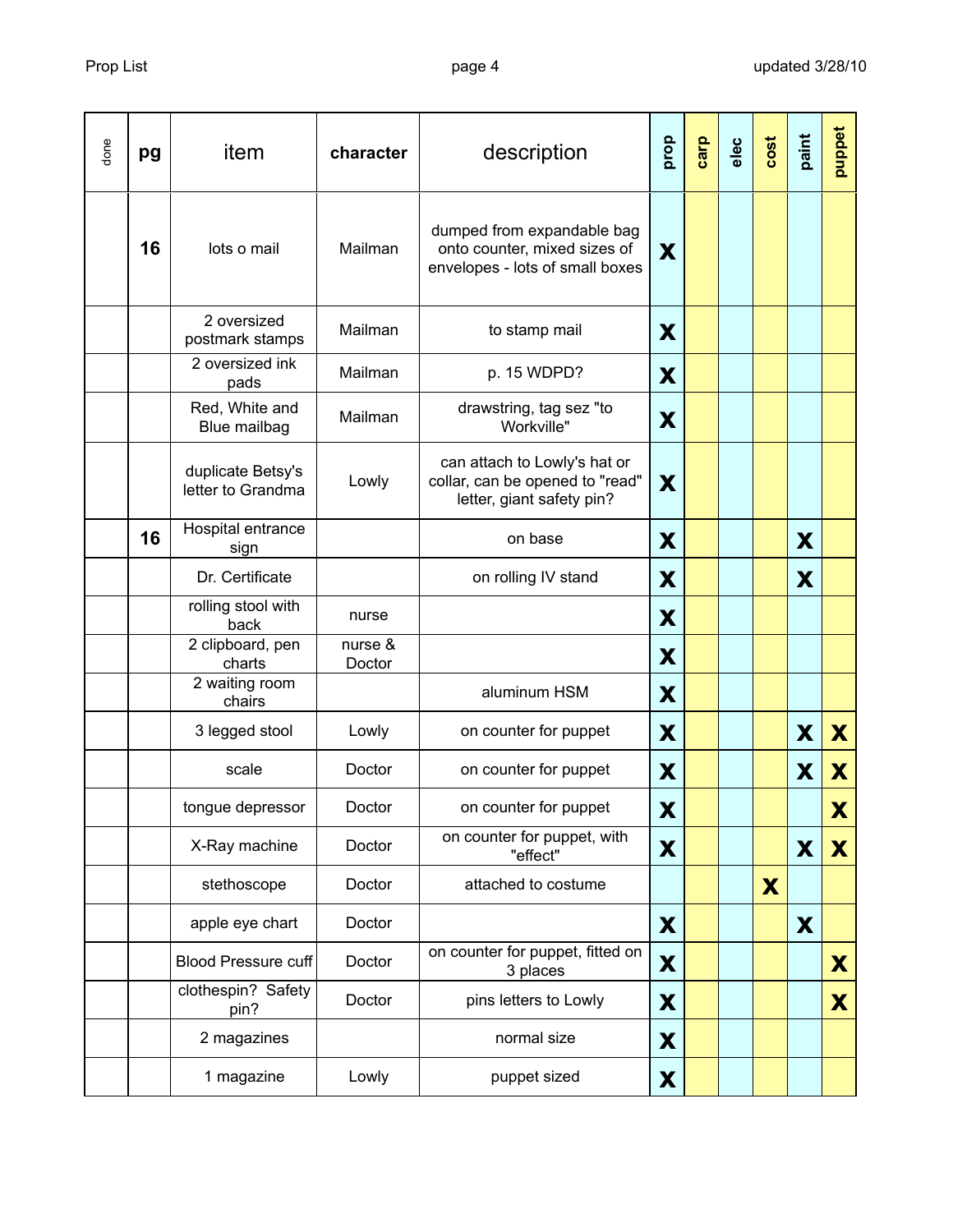| done | pg | item | character | description | prop | carp | elec | cost | paint | puppet |
|---|---|---|---|---|---|---|---|---|---|---|
| | 16 | lots o mail | Mailman | dumped from expandable bag onto counter, mixed sizes of envelopes - lots of small boxes | X | | | | | |
| | | 2 oversized postmark stamps | Mailman | to stamp mail | X | | | | | |
| | | 2 oversized ink pads | Mailman | p. 15 WDPD? | X | | | | | |
| | | Red, White and Blue mailbag | Mailman | drawstring, tag sez "to Workville" | X | | | | | |
| | | duplicate Betsy's letter to Grandma | Lowly | can attach to Lowly's hat or collar, can be opened to "read" letter, giant safety pin? | X | | | | | |
| | 16 | Hospital entrance sign | | on base | X | | | | X | |
| | | Dr. Certificate | | on rolling IV stand | X | | | | X | |
| | | rolling stool with back | nurse | | X | | | | | |
| | | 2 clipboard, pen charts | nurse & Doctor | | X | | | | | |
| | | 2 waiting room chairs | | aluminum HSM | X | | | | | |
| | | 3 legged stool | Lowly | on counter for puppet | X | | | | X | X |
| | | scale | Doctor | on counter for puppet | X | | | | X | X |
| | | tongue depressor | Doctor | on counter for puppet | X | | | | | X |
| | | X-Ray machine | Doctor | on counter for puppet, with "effect" | X | | | | X | X |
| | | stethoscope | Doctor | attached to costume | | | | X | | |
| | | apple eye chart | Doctor | | X | | | | X | |
| | | Blood Pressure cuff | Doctor | on counter for puppet, fitted on 3 places | X | | | | | X |
| | | clothespin? Safety pin? | Doctor | pins letters to Lowly | X | | | | | X |
| | | 2 magazines | | normal size | X | | | | | |
| | | 1 magazine | Lowly | puppet sized | X | | | | | |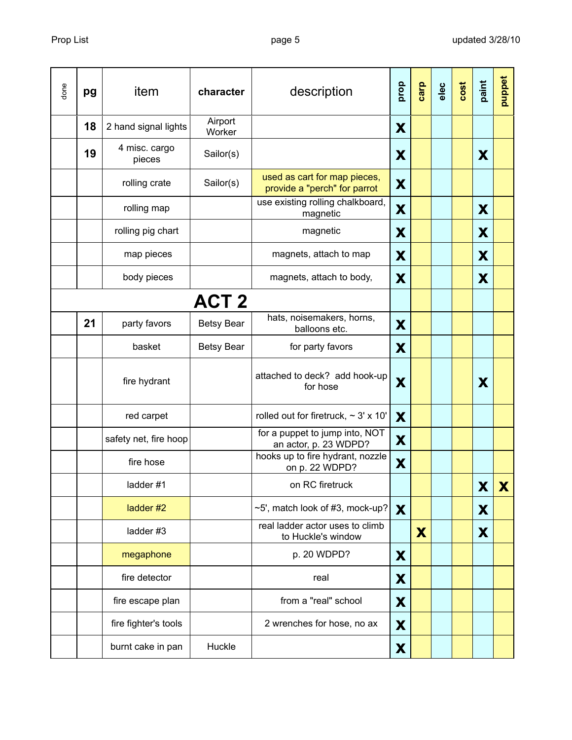| done | pg | item | character | description | prop | carp | elec | cost | paint | puppet |
|---|---|---|---|---|---|---|---|---|---|---|
| | 18 | 2 hand signal lights | Airport Worker | | X | | | | | |
| | 19 | 4 misc. cargo pieces | Sailor(s) | | X | | | | X | |
| | | rolling crate | Sailor(s) | used as cart for map pieces, provide a "perch" for parrot | X | | | | | |
| | | rolling map | | use existing rolling chalkboard, magnetic | X | | | | X | |
| | | rolling pig chart | | magnetic | X | | | | X | |
| | | map pieces | | magnets, attach to map | X | | | | X | |
| | | body pieces | | magnets, attach to body, | X | | | | X | |
| | | **ACT 2** | | | | | | | | |
| | 21 | party favors | Betsy Bear | hats, noisemakers, horns, balloons etc. | X | | | | | |
| | | basket | Betsy Bear | for party favors | X | | | | | |
| | | fire hydrant | | attached to deck? add hook-up for hose | X | | | | X | |
| | | red carpet | | rolled out for firetruck, ~ 3' x 10' | X | | | | | |
| | | safety net, fire hoop | | for a puppet to jump into, NOT an actor, p. 23 WDPD? | X | | | | | |
| | | fire hose | | hooks up to fire hydrant, nozzle on p. 22 WDPD? | X | | | | | |
| | | ladder #1 | | on RC firetruck | | | | | X | X |
| | | ladder #2 | | ~5', match look of #3, mock-up? | X | | | | X | |
| | | ladder #3 | | real ladder actor uses to climb to Huckle's window | | X | | | X | |
| | | megaphone | | p. 20 WDPD? | X | | | | | |
| | | fire detector | | real | X | | | | | |
| | | fire escape plan | | from a "real" school | X | | | | | |
| | | fire fighter's tools | | 2 wrenches for hose, no ax | X | | | | | |
| | | burnt cake in pan | Huckle | | X | | | | | |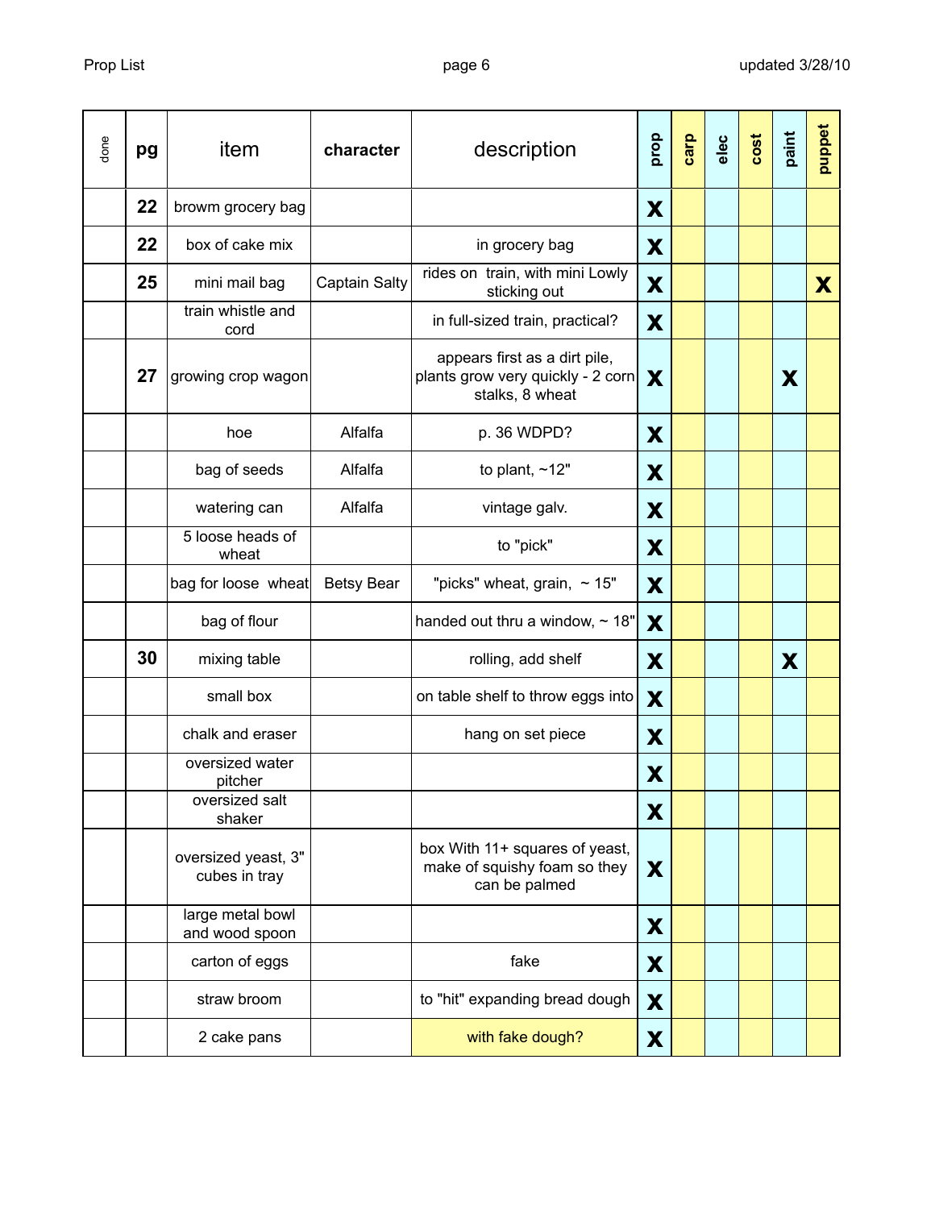| done | pg | item | character | description | prop | carp | elec | cost | paint | puppet |
|---|---|---|---|---|---|---|---|---|---|---|
| | 22 | browm grocery bag | | | X | | | | | |
| | 22 | box of cake mix | | in grocery bag | X | | | | | |
| | 25 | mini mail bag | Captain Salty | rides on train, with mini Lowly sticking out | X | | | | | X |
| | | train whistle and cord | | in full-sized train, practical? | X | | | | | |
| | 27 | growing crop wagon | | appears first as a dirt pile, plants grow very quickly - 2 corn stalks, 8 wheat | X | | | | X | |
| | | hoe | Alfalfa | p. 36 WDPD? | X | | | | | |
| | | bag of seeds | Alfalfa | to plant, ~12" | X | | | | | |
| | | watering can | Alfalfa | vintage galv. | X | | | | | |
| | | 5 loose heads of wheat | | to "pick" | X | | | | | |
| | | bag for loose wheat | Betsy Bear | "picks" wheat, grain, ~ 15" | X | | | | | |
| | | bag of flour | | handed out thru a window, ~ 18" | X | | | | | |
| | 30 | mixing table | | rolling, add shelf | X | | | | X | |
| | | small box | | on table shelf to throw eggs into | X | | | | | |
| | | chalk and eraser | | hang on set piece | X | | | | | |
| | | oversized water pitcher | | | X | | | | | |
| | | oversized salt shaker | | | X | | | | | |
| | | oversized yeast, 3" cubes in tray | | box With 11+ squares of yeast, make of squishy foam so they can be palmed | X | | | | | |
| | | large metal bowl and wood spoon | | | X | | | | | |
| | | carton of eggs | | fake | X | | | | | |
| | | straw broom | | to "hit" expanding bread dough | X | | | | | |
| | | 2 cake pans | | with fake dough? | X | | | | | |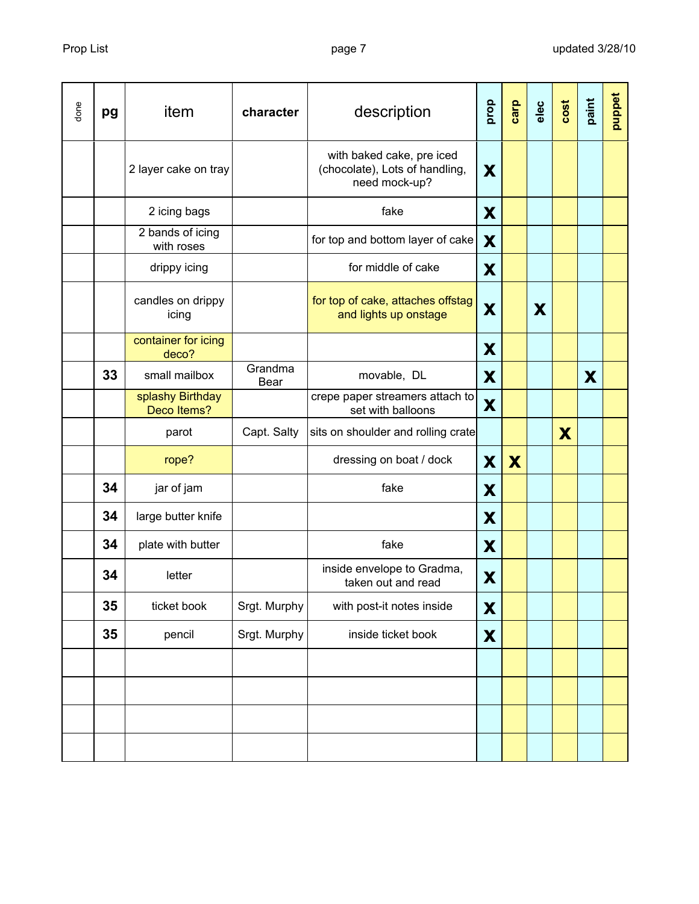| done | pg | item | character | description | prop | carp | elec | cost | paint | puppet |
|---|---|---|---|---|---|---|---|---|---|---|
| | | 2 layer cake on tray | | with baked cake, pre iced (chocolate), Lots of handling, need mock-up? | X | | | | | |
| | | 2 icing bags | | fake | X | | | | | |
| | | 2 bands of icing with roses | | for top and bottom layer of cake | X | | | | | |
| | | drippy icing | | for middle of cake | X | | | | | |
| | | candles on drippy icing | | for top of cake, attaches offstag and lights up onstage | X | | X | | | |
| | | container for icing deco? | | | X | | | | | |
| | 33 | small mailbox | Grandma Bear | movable, DL | X | | | | X | |
| | | splashy Birthday Deco Items? | | crepe paper streamers attach to set with balloons | X | | | | | |
| | | parot | Capt. Salty | sits on shoulder and rolling crate | | | | X | | |
| | | rope? | | dressing on boat / dock | X | X | | | | |
| | 34 | jar of jam | | fake | X | | | | | |
| | 34 | large butter knife | | | X | | | | | |
| | 34 | plate with butter | | fake | X | | | | | |
| | 34 | letter | | inside envelope to Gradma, taken out and read | X | | | | | |
| | 35 | ticket book | Srgt. Murphy | with post-it notes inside | X | | | | | |
| | 35 | pencil | Srgt. Murphy | inside ticket book | X | | | | | |
| | | | | | | | | | | |
| | | | | | | | | | | |
| | | | | | | | | | | |
| | | | | | | | | | | |